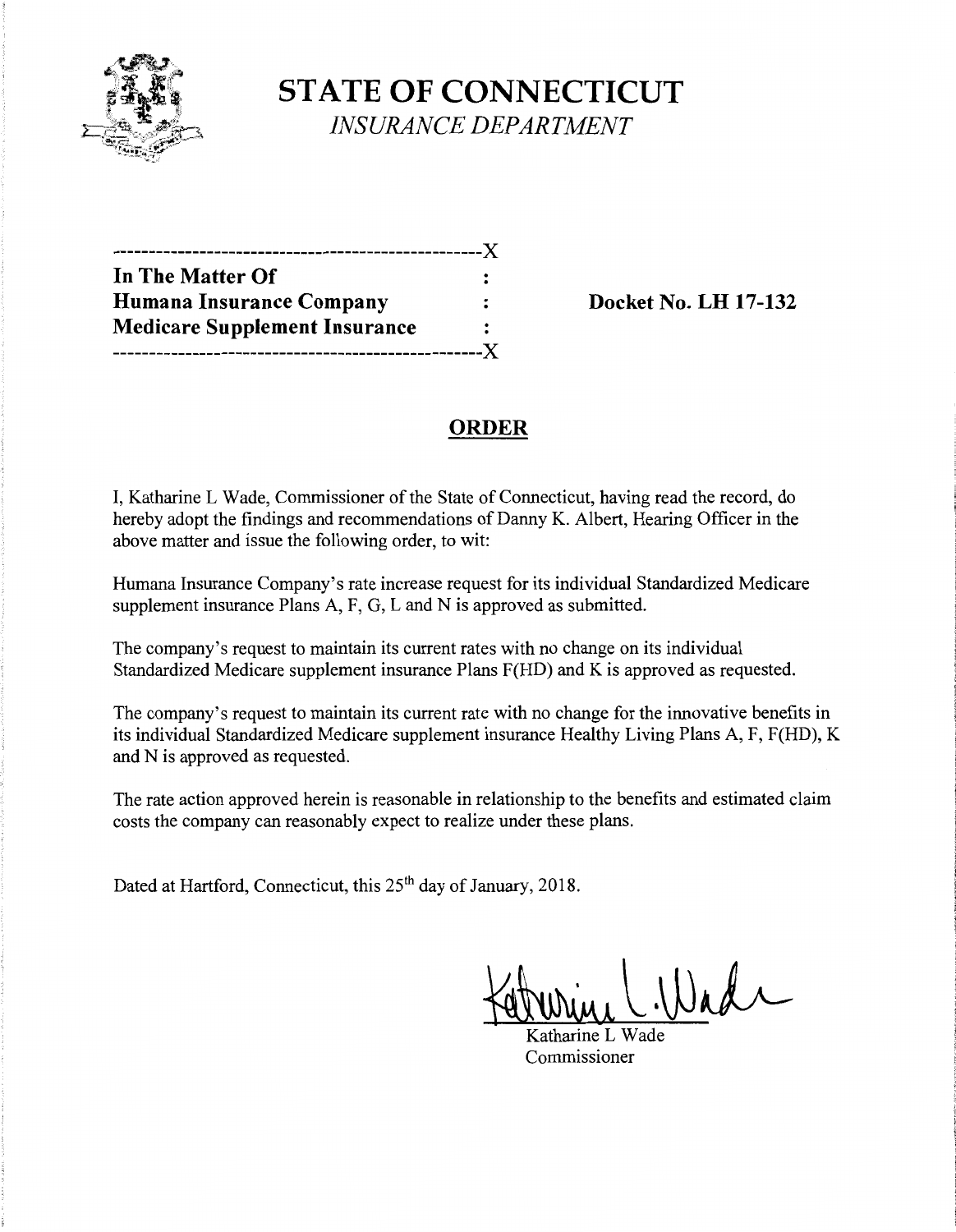# STATE OF CONNECTICUT

*INSURANCE DEPARTMENT*

---

**In The Matter Of** :
**Humana Insurance Company** : **Docket No. LH 17-132**
**Medicare Supplement Insurance** :

---

## ORDER

I, Katharine L Wade, Commissioner of the State of Connecticut, having read the record, do hereby adopt the findings and recommendations of Danny K. Albert, Hearing Officer in the above matter and issue the following order, to wit:

Humana Insurance Company's rate increase request for its individual Standardized Medicare supplement insurance Plans A, F, G, L and N is approved as submitted.

The company's request to maintain its current rates with no change on its individual Standardized Medicare supplement insurance Plans F(HD) and K is approved as requested.

The company's request to maintain its current rate with no change for the innovative benefits in its individual Standardized Medicare supplement insurance Healthy Living Plans A, F, F(HD), K and N is approved as requested.

The rate action approved herein is reasonable in relationship to the benefits and estimated claim costs the company can reasonably expect to realize under these plans.

Dated at Hartford, Connecticut, this 25th day of January, 2018.

Katharine L Wade
Commissioner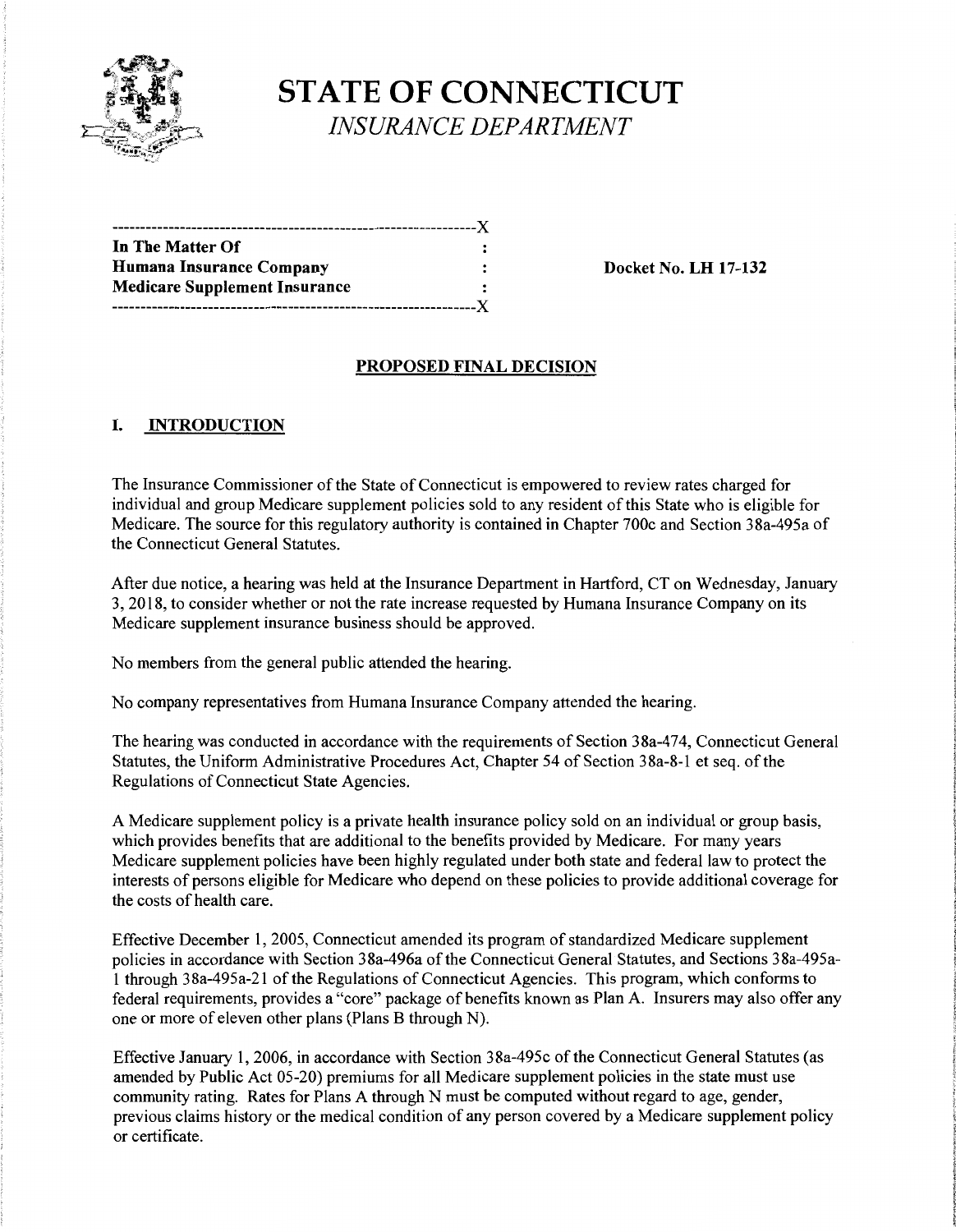# STATE OF CONNECTICUT

*INSURANCE DEPARTMENT*

```
---------------------------------------------------------------X
In The Matter Of                                              :
Humana Insurance Company                                      :
Medicare Supplement Insurance                                 :
---------------------------------------------------------------X
```

**In The Matter Of**
**Humana Insurance Company**
**Medicare Supplement Insurance**

**Docket No. LH 17-132**

## PROPOSED FINAL DECISION

## I. INTRODUCTION

The Insurance Commissioner of the State of Connecticut is empowered to review rates charged for individual and group Medicare supplement policies sold to any resident of this State who is eligible for Medicare. The source for this regulatory authority is contained in Chapter 700c and Section 38a-495a of the Connecticut General Statutes.

After due notice, a hearing was held at the Insurance Department in Hartford, CT on Wednesday, January 3, 2018, to consider whether or not the rate increase requested by Humana Insurance Company on its Medicare supplement insurance business should be approved.

No members from the general public attended the hearing.

No company representatives from Humana Insurance Company attended the hearing.

The hearing was conducted in accordance with the requirements of Section 38a-474, Connecticut General Statutes, the Uniform Administrative Procedures Act, Chapter 54 of Section 38a-8-1 et seq. of the Regulations of Connecticut State Agencies.

A Medicare supplement policy is a private health insurance policy sold on an individual or group basis, which provides benefits that are additional to the benefits provided by Medicare. For many years Medicare supplement policies have been highly regulated under both state and federal law to protect the interests of persons eligible for Medicare who depend on these policies to provide additional coverage for the costs of health care.

Effective December 1, 2005, Connecticut amended its program of standardized Medicare supplement policies in accordance with Section 38a-496a of the Connecticut General Statutes, and Sections 38a-495a-1 through 38a-495a-21 of the Regulations of Connecticut Agencies. This program, which conforms to federal requirements, provides a "core" package of benefits known as Plan A. Insurers may also offer any one or more of eleven other plans (Plans B through N).

Effective January 1, 2006, in accordance with Section 38a-495c of the Connecticut General Statutes (as amended by Public Act 05-20) premiums for all Medicare supplement policies in the state must use community rating. Rates for Plans A through N must be computed without regard to age, gender, previous claims history or the medical condition of any person covered by a Medicare supplement policy or certificate.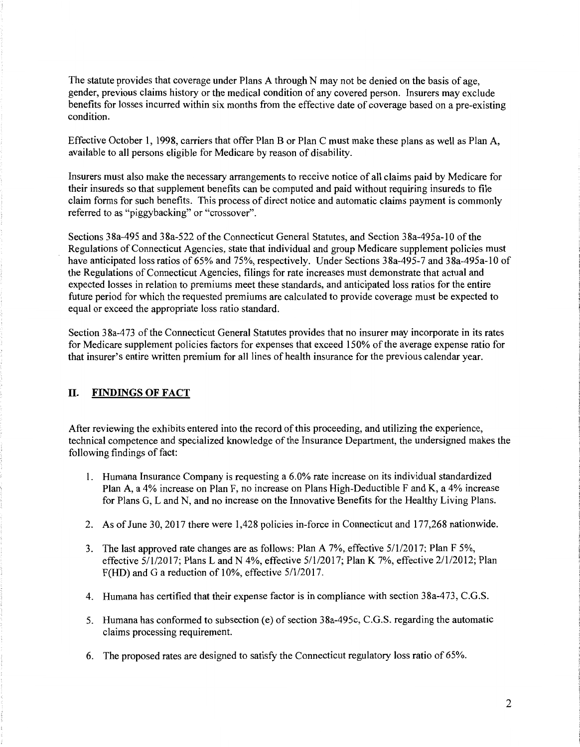The statute provides that coverage under Plans A through N may not be denied on the basis of age, gender, previous claims history or the medical condition of any covered person. Insurers may exclude benefits for losses incurred within six months from the effective date of coverage based on a pre-existing condition.

Effective October 1, 1998, carriers that offer Plan B or Plan C must make these plans as well as Plan A, available to all persons eligible for Medicare by reason of disability.

Insurers must also make the necessary arrangements to receive notice of all claims paid by Medicare for their insureds so that supplement benefits can be computed and paid without requiring insureds to file claim forms for such benefits. This process of direct notice and automatic claims payment is commonly referred to as "piggybacking" or "crossover".

Sections 38a-495 and 38a-522 of the Connecticut General Statutes, and Section 38a-495a-10 of the Regulations of Connecticut Agencies, state that individual and group Medicare supplement policies must have anticipated loss ratios of 65% and 75%, respectively. Under Sections 38a-495-7 and 38a-495a-10 of the Regulations of Connecticut Agencies, filings for rate increases must demonstrate that actual and expected losses in relation to premiums meet these standards, and anticipated loss ratios for the entire future period for which the requested premiums are calculated to provide coverage must be expected to equal or exceed the appropriate loss ratio standard.

Section 38a-473 of the Connecticut General Statutes provides that no insurer may incorporate in its rates for Medicare supplement policies factors for expenses that exceed 150% of the average expense ratio for that insurer's entire written premium for all lines of health insurance for the previous calendar year.

## II. FINDINGS OF FACT

After reviewing the exhibits entered into the record of this proceeding, and utilizing the experience, technical competence and specialized knowledge of the Insurance Department, the undersigned makes the following findings of fact:

1. Humana Insurance Company is requesting a 6.0% rate increase on its individual standardized Plan A, a 4% increase on Plan F, no increase on Plans High-Deductible F and K, a 4% increase for Plans G, L and N, and no increase on the Innovative Benefits for the Healthy Living Plans.
2. As of June 30, 2017 there were 1,428 policies in-force in Connecticut and 177,268 nationwide.
3. The last approved rate changes are as follows: Plan A 7%, effective 5/1/2017; Plan F 5%, effective 5/1/2017; Plans L and N 4%, effective 5/1/2017; Plan K 7%, effective 2/1/2012; Plan F(HD) and G a reduction of 10%, effective 5/1/2017.
4. Humana has certified that their expense factor is in compliance with section 38a-473, C.G.S.
5. Humana has conformed to subsection (e) of section 38a-495c, C.G.S. regarding the automatic claims processing requirement.
6. The proposed rates are designed to satisfy the Connecticut regulatory loss ratio of 65%.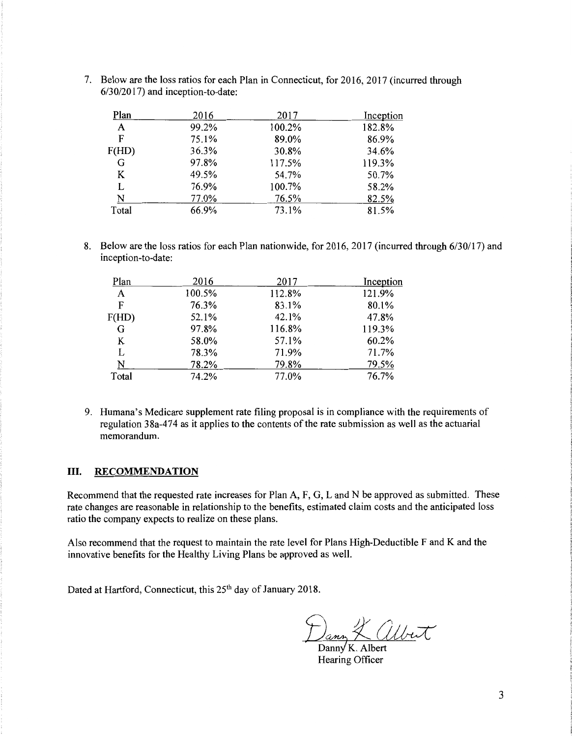7. Below are the loss ratios for each Plan in Connecticut, for 2016, 2017 (incurred through 6/30/2017) and inception-to-date:

| Plan | 2016 | 2017 | Inception |
|---|---|---|---|
| A | 99.2% | 100.2% | 182.8% |
| F | 75.1% | 89.0% | 86.9% |
| F(HD) | 36.3% | 30.8% | 34.6% |
| G | 97.8% | 117.5% | 119.3% |
| K | 49.5% | 54.7% | 50.7% |
| L | 76.9% | 100.7% | 58.2% |
| N | 77.0% | 76.5% | 82.5% |
| Total | 66.9% | 73.1% | 81.5% |

8. Below are the loss ratios for each Plan nationwide, for 2016, 2017 (incurred through 6/30/17) and inception-to-date:

| Plan | 2016 | 2017 | Inception |
|---|---|---|---|
| A | 100.5% | 112.8% | 121.9% |
| F | 76.3% | 83.1% | 80.1% |
| F(HD) | 52.1% | 42.1% | 47.8% |
| G | 97.8% | 116.8% | 119.3% |
| K | 58.0% | 57.1% | 60.2% |
| L | 78.3% | 71.9% | 71.7% |
| N | 78.2% | 79.8% | 79.5% |
| Total | 74.2% | 77.0% | 76.7% |

9. Humana's Medicare supplement rate filing proposal is in compliance with the requirements of regulation 38a-474 as it applies to the contents of the rate submission as well as the actuarial memorandum.

## III. RECOMMENDATION

Recommend that the requested rate increases for Plan A, F, G, L and N be approved as submitted. These rate changes are reasonable in relationship to the benefits, estimated claim costs and the anticipated loss ratio the company expects to realize on these plans.

Also recommend that the request to maintain the rate level for Plans High-Deductible F and K and the innovative benefits for the Healthy Living Plans be approved as well.

Dated at Hartford, Connecticut, this 25th day of January 2018.

Danny K. Albert
Hearing Officer